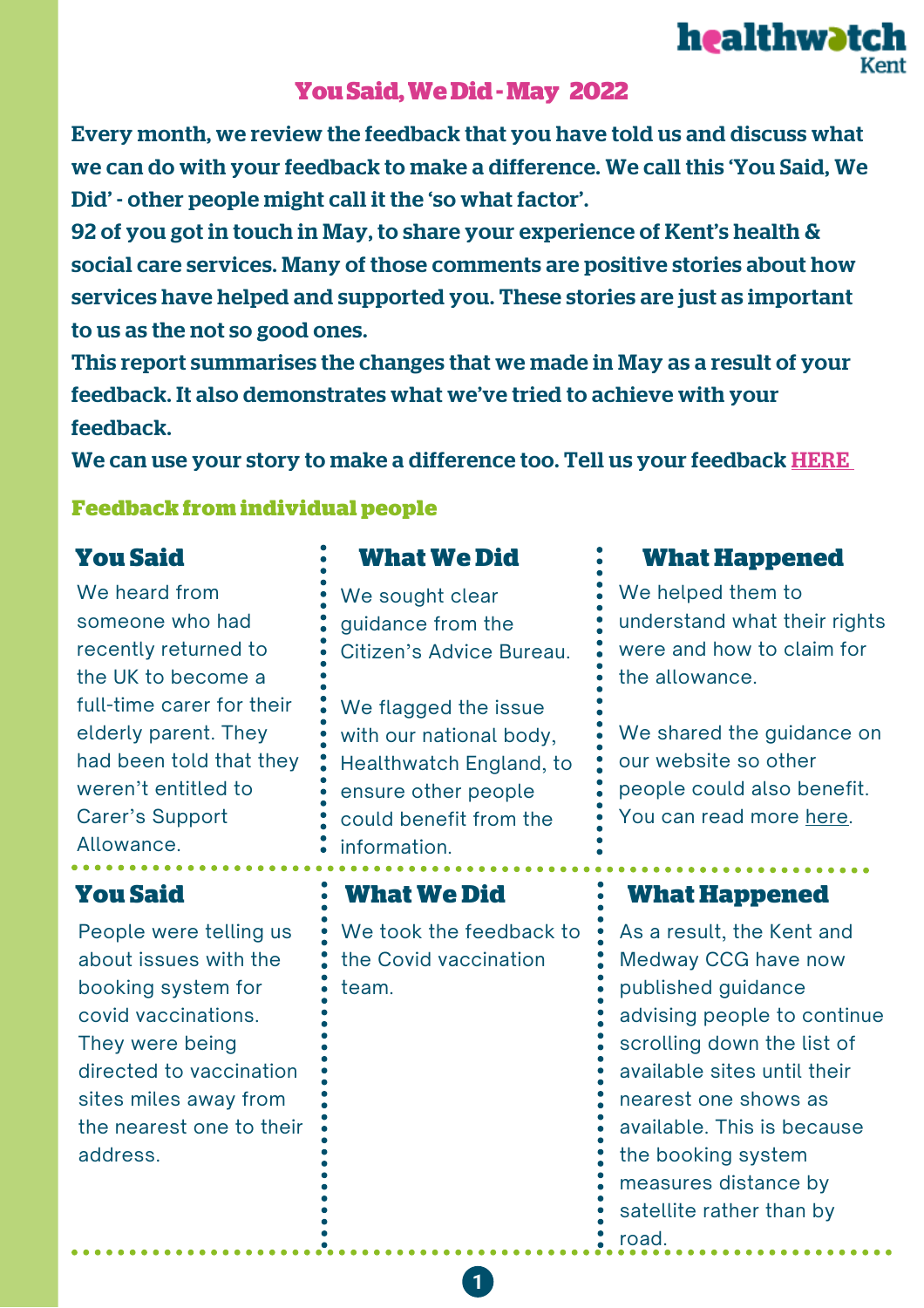healthwatch Kent

# You Said, We Did - May 2022

Every month, we review the feedback that you have told us and discuss what we can do with your feedback to make a difference. We call this 'You Said, We Did' - other people might call it the 'so what factor'.

92 of you got in touch in May, to share your experience of Kent's health & social care services. Many of those comments are positive stories about how services have helped and supported you. These stories are just as important to us as the not so good ones.

This report summarises the changes that we made in May as a result of your feedback. It also demonstrates what we've tried to achieve with your feedback.

We can use your story to make a difference too. Tell us your feedback HERE

## Feedback from individual people

| You Said | What We Did | What Happened |
| --- | --- | --- |
| We heard from someone who had recently returned to the UK to become a full-time carer for their elderly parent. They had been told that they weren't entitled to Carer's Support Allowance. | We sought clear guidance from the Citizen's Advice Bureau.<br><br>We flagged the issue with our national body, Healthwatch England, to ensure other people could benefit from the information. | We helped them to understand what their rights were and how to claim for the allowance.<br><br>We shared the guidance on our website so other people could also benefit. You can read more here. |
| People were telling us about issues with the booking system for covid vaccinations. They were being directed to vaccination sites miles away from the nearest one to their address. | We took the feedback to the Covid vaccination team. | As a result, the Kent and Medway CCG have now published guidance advising people to continue scrolling down the list of available sites until their nearest one shows as available. This is because the booking system measures distance by satellite rather than by road. |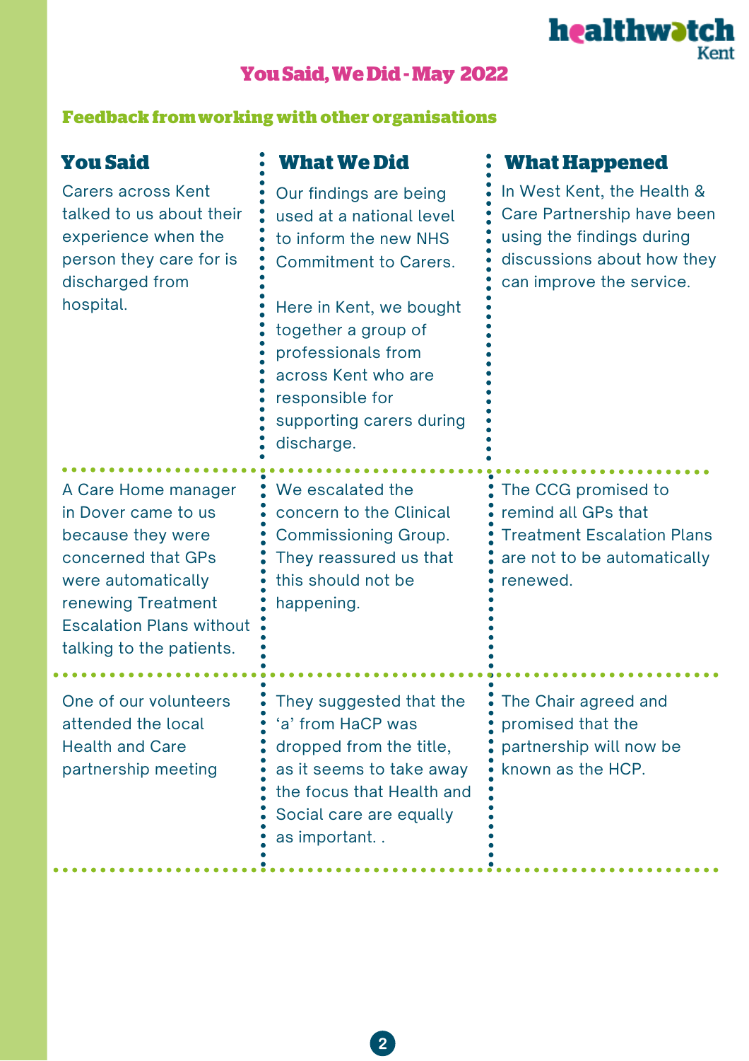## You Said, We Did - May 2022

### Feedback from working with other organisations

| You Said | What We Did | What Happened |
| --- | --- | --- |
| Carers across Kent talked to us about their experience when the person they care for is discharged from hospital. | Our findings are being used at a national level to inform the new NHS Commitment to Carers.<br><br>Here in Kent, we bought together a group of professionals from across Kent who are responsible for supporting carers during discharge. | In West Kent, the Health & Care Partnership have been using the findings during discussions about how they can improve the service. |
| A Care Home manager in Dover came to us because they were concerned that GPs were automatically renewing Treatment Escalation Plans without talking to the patients. | We escalated the concern to the Clinical Commissioning Group. They reassured us that this should not be happening. | The CCG promised to remind all GPs that Treatment Escalation Plans are not to be automatically renewed. |
| One of our volunteers attended the local Health and Care partnership meeting | They suggested that the 'a' from HaCP was dropped from the title, as it seems to take away the focus that Health and Social care are equally as important. . | The Chair agreed and promised that the partnership will now be known as the HCP. |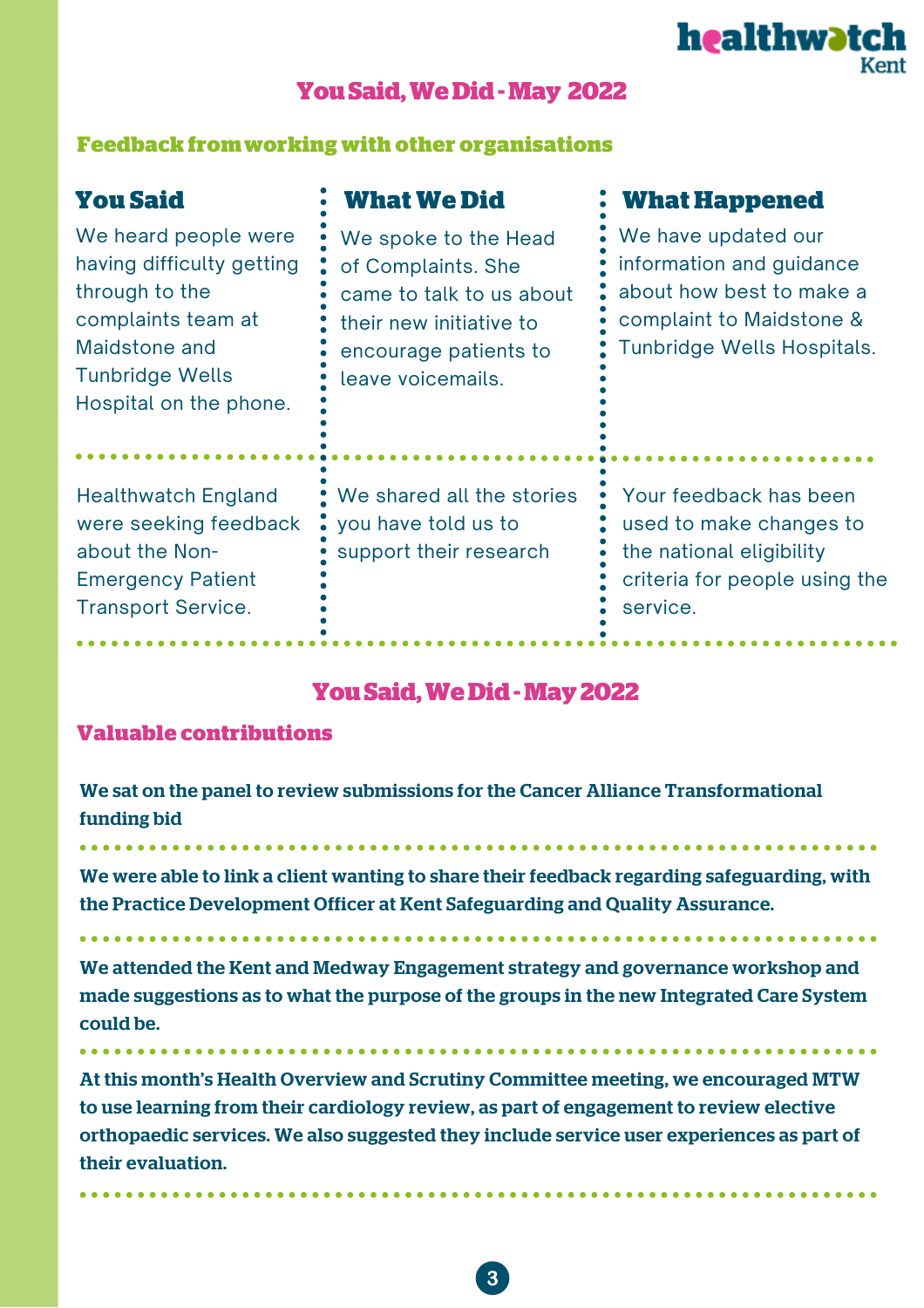## You Said, We Did - May 2022

### Feedback from working with other organisations

| You Said | What We Did | What Happened |
| --- | --- | --- |
| We heard people were having difficulty getting through to the complaints team at Maidstone and Tunbridge Wells Hospital on the phone. | We spoke to the Head of Complaints. She came to talk to us about their new initiative to encourage patients to leave voicemails. | We have updated our information and guidance about how best to make a complaint to Maidstone & Tunbridge Wells Hospitals. |
| Healthwatch England were seeking feedback about the Non-Emergency Patient Transport Service. | We shared all the stories you have told us to support their research | Your feedback has been used to make changes to the national eligibility criteria for people using the service. |

## You Said, We Did - May 2022

### Valuable contributions

**We sat on the panel to review submissions for the Cancer Alliance Transformational funding bid**

**We were able to link a client wanting to share their feedback regarding safeguarding, with the Practice Development Officer at Kent Safeguarding and Quality Assurance.**

**We attended the Kent and Medway Engagement strategy and governance workshop and made suggestions as to what the purpose of the groups in the new Integrated Care System could be.**

**At this month's Health Overview and Scrutiny Committee meeting, we encouraged MTW to use learning from their cardiology review, as part of engagement to review elective orthopaedic services. We also suggested they include service user experiences as part of their evaluation.**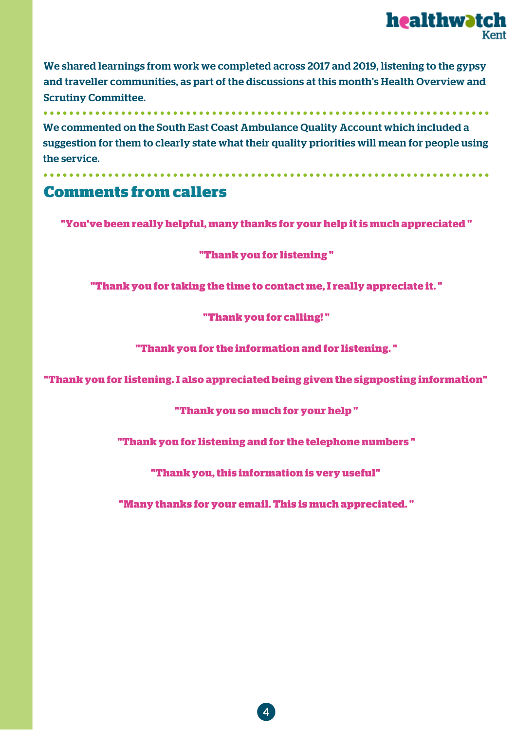We shared learnings from work we completed across 2017 and 2019, listening to the gypsy and traveller communities, as part of the discussions at this month's Health Overview and Scrutiny Committee.

We commented on the South East Coast Ambulance Quality Account which included a suggestion for them to clearly state what their quality priorities will mean for people using the service.

## Comments from callers

**"You've been really helpful, many thanks for your help it is much appreciated "**

**"Thank you for listening "**

**"Thank you for taking the time to contact me, I really appreciate it. "**

**"Thank you for calling! "**

**"Thank you for the information and for listening. "**

**"Thank you for listening. I also appreciated being given the signposting information"**

**"Thank you so much for your help "**

**"Thank you for listening and for the telephone numbers "**

**"Thank you, this information is very useful"**

**"Many thanks for your email. This is much appreciated. "**